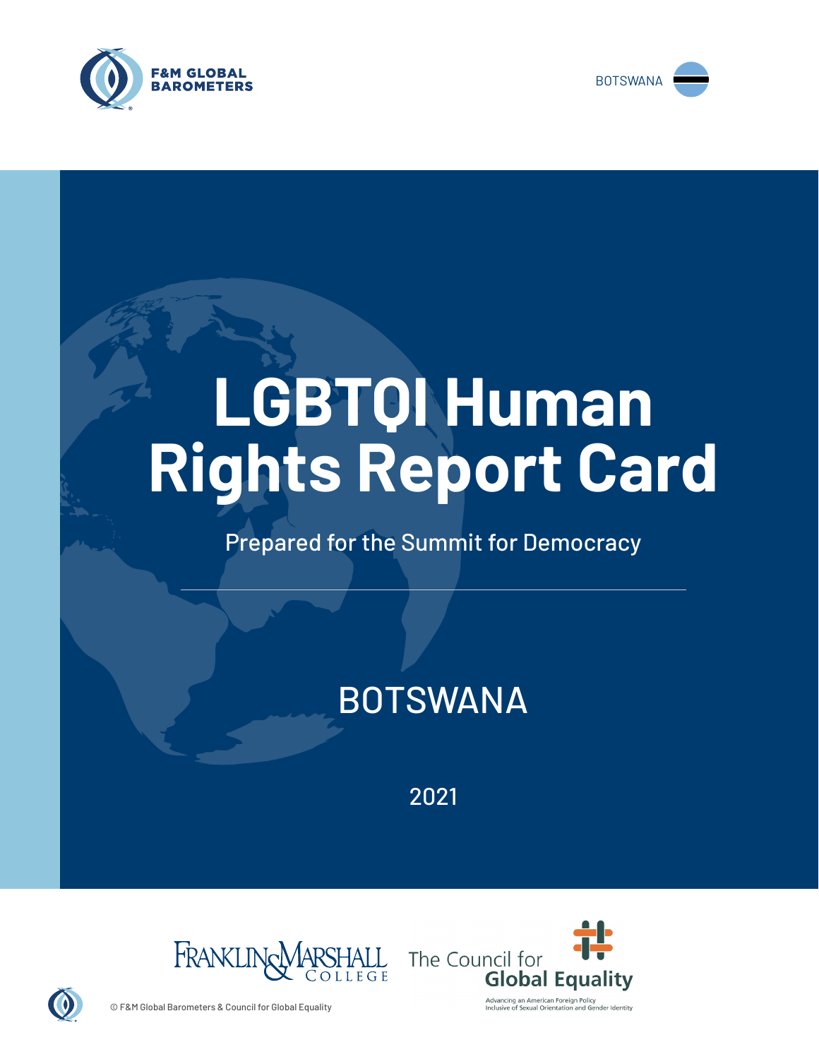F&M GLOBAL BAROMETERS

BOTSWANA

# LGBTQI Human Rights Report Card

Prepared for the Summit for Democracy

## BOTSWANA

2021

Franklin & Marshall College

The Council for Global Equality

Advancing an American Foreign Policy Inclusive of Sexual Orientation and Gender Identity

© F&M Global Barometers & Council for Global Equality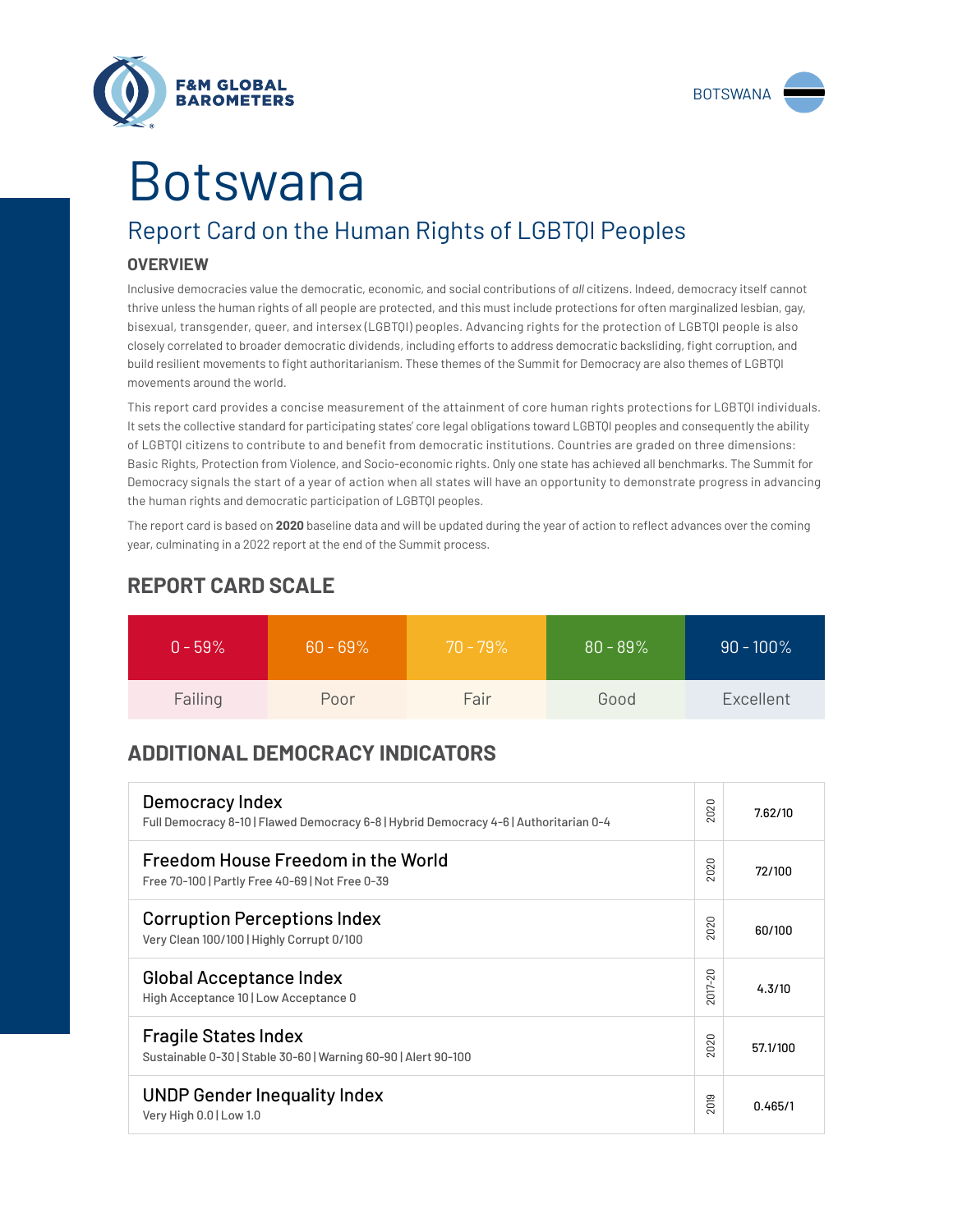# Botswana

## Report Card on the Human Rights of LGBTQI Peoples

### OVERVIEW

Inclusive democracies value the democratic, economic, and social contributions of *all* citizens. Indeed, democracy itself cannot thrive unless the human rights of all people are protected, and this must include protections for often marginalized lesbian, gay, bisexual, transgender, queer, and intersex (LGBTQI) peoples. Advancing rights for the protection of LGBTQI people is also closely correlated to broader democratic dividends, including efforts to address democratic backsliding, fight corruption, and build resilient movements to fight authoritarianism. These themes of the Summit for Democracy are also themes of LGBTQI movements around the world.

This report card provides a concise measurement of the attainment of core human rights protections for LGBTQI individuals. It sets the collective standard for participating states' core legal obligations toward LGBTQI peoples and consequently the ability of LGBTQI citizens to contribute to and benefit from democratic institutions. Countries are graded on three dimensions: Basic Rights, Protection from Violence, and Socio-economic rights. Only one state has achieved all benchmarks. The Summit for Democracy signals the start of a year of action when all states will have an opportunity to demonstrate progress in advancing the human rights and democratic participation of LGBTQI peoples.

The report card is based on **2020** baseline data and will be updated during the year of action to reflect advances over the coming year, culminating in a 2022 report at the end of the Summit process.

## REPORT CARD SCALE

| 0 - 59% | 60 - 69% | 70 - 79% | 80 - 89% | 90 - 100% |
|---|---|---|---|---|
| Failing | Poor | Fair | Good | Excellent |

## ADDITIONAL DEMOCRACY INDICATORS

| Indicator | Year | Score |
|---|---|---|
| **Democracy Index**<br>Full Democracy 8-10 \| Flawed Democracy 6-8 \| Hybrid Democracy 4-6 \| Authoritarian 0-4 | 2020 | 7.62/10 |
| **Freedom House Freedom in the World**<br>Free 70-100 \| Partly Free 40-69 \| Not Free 0-39 | 2020 | 72/100 |
| **Corruption Perceptions Index**<br>Very Clean 100/100 \| Highly Corrupt 0/100 | 2020 | 60/100 |
| **Global Acceptance Index**<br>High Acceptance 10 \| Low Acceptance 0 | 2017-20 | 4.3/10 |
| **Fragile States Index**<br>Sustainable 0-30 \| Stable 30-60 \| Warning 60-90 \| Alert 90-100 | 2020 | 57.1/100 |
| **UNDP Gender Inequality Index**<br>Very High 0.0 \| Low 1.0 | 2019 | 0.465/1 |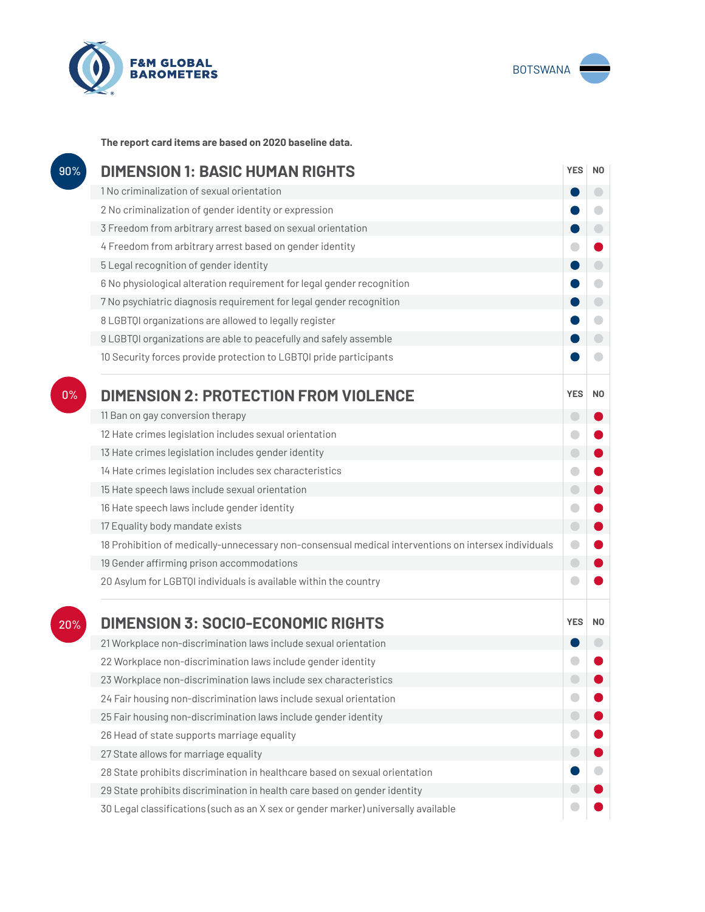F&M GLOBAL BAROMETERS

BOTSWANA

**The report card items are based on 2020 baseline data.**

## DIMENSION 1: BASIC HUMAN RIGHTS

90%

| Item | YES | NO |
|---|---|---|
| 1 No criminalization of sexual orientation | ● | |
| 2 No criminalization of gender identity or expression | ● | |
| 3 Freedom from arbitrary arrest based on sexual orientation | ● | |
| 4 Freedom from arbitrary arrest based on gender identity | | ● |
| 5 Legal recognition of gender identity | ● | |
| 6 No physiological alteration requirement for legal gender recognition | ● | |
| 7 No psychiatric diagnosis requirement for legal gender recognition | ● | |
| 8 LGBTQI organizations are allowed to legally register | ● | |
| 9 LGBTQI organizations are able to peacefully and safely assemble | ● | |
| 10 Security forces provide protection to LGBTQI pride participants | ● | |

## DIMENSION 2: PROTECTION FROM VIOLENCE

0%

| Item | YES | NO |
|---|---|---|
| 11 Ban on gay conversion therapy | | ● |
| 12 Hate crimes legislation includes sexual orientation | | ● |
| 13 Hate crimes legislation includes gender identity | | ● |
| 14 Hate crimes legislation includes sex characteristics | | ● |
| 15 Hate speech laws include sexual orientation | | ● |
| 16 Hate speech laws include gender identity | | ● |
| 17 Equality body mandate exists | | ● |
| 18 Prohibition of medically-unnecessary non-consensual medical interventions on intersex individuals | | ● |
| 19 Gender affirming prison accommodations | | ● |
| 20 Asylum for LGBTQI individuals is available within the country | | ● |

## DIMENSION 3: SOCIO-ECONOMIC RIGHTS

20%

| Item | YES | NO |
|---|---|---|
| 21 Workplace non-discrimination laws include sexual orientation | ● | |
| 22 Workplace non-discrimination laws include gender identity | | ● |
| 23 Workplace non-discrimination laws include sex characteristics | | ● |
| 24 Fair housing non-discrimination laws include sexual orientation | | ● |
| 25 Fair housing non-discrimination laws include gender identity | | ● |
| 26 Head of state supports marriage equality | | ● |
| 27 State allows for marriage equality | | ● |
| 28 State prohibits discrimination in healthcare based on sexual orientation | ● | |
| 29 State prohibits discrimination in health care based on gender identity | | ● |
| 30 Legal classifications (such as an X sex or gender marker) universally available | | ● |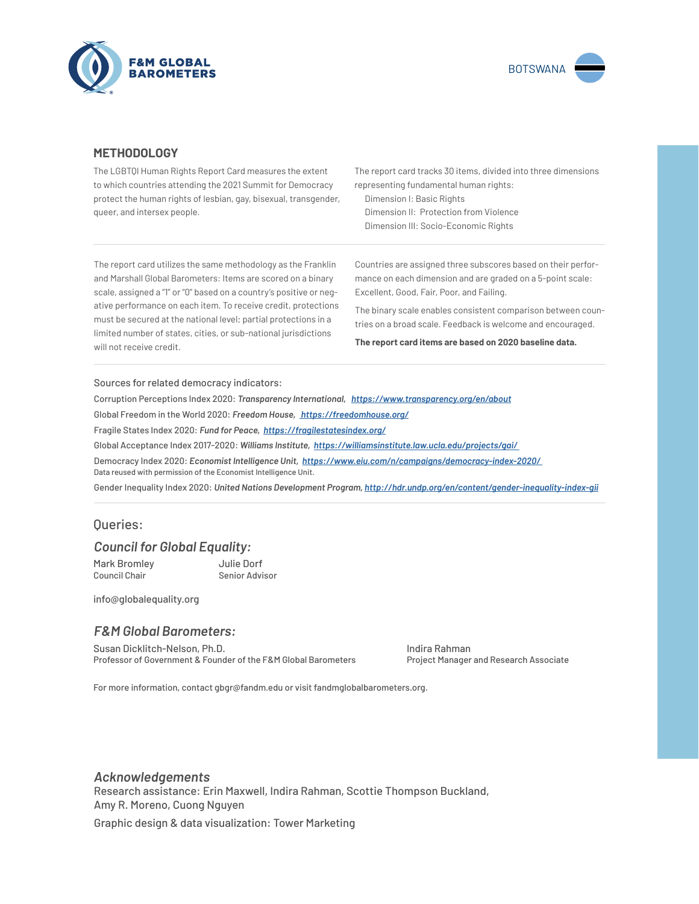F&M GLOBAL BAROMETERS

BOTSWANA

## METHODOLOGY

The LGBTQI Human Rights Report Card measures the extent to which countries attending the 2021 Summit for Democracy protect the human rights of lesbian, gay, bisexual, transgender, queer, and intersex people.

The report card tracks 30 items, divided into three dimensions representing fundamental human rights:

- Dimension I: Basic Rights
- Dimension II: Protection from Violence
- Dimension III: Socio-Economic Rights

The report card utilizes the same methodology as the Franklin and Marshall Global Barometers: Items are scored on a binary scale, assigned a "1" or "0" based on a country's positive or negative performance on each item. To receive credit, protections must be secured at the national level; partial protections in a limited number of states, cities, or sub-national jurisdictions will not receive credit.

Countries are assigned three subscores based on their performance on each dimension and are graded on a 5-point scale: Excellent, Good, Fair, Poor, and Failing.

The binary scale enables consistent comparison between countries on a broad scale. Feedback is welcome and encouraged.

**The report card items are based on 2020 baseline data.**

Sources for related democracy indicators:

Corruption Perceptions Index 2020: ***Transparency International,*** ***https://www.transparency.org/en/about***

Global Freedom in the World 2020: ***Freedom House,*** ***https://freedomhouse.org/***

Fragile States Index 2020: ***Fund for Peace,*** ***https://fragilestatesindex.org/***

Global Acceptance Index 2017-2020: ***Williams Institute,*** ***https://williamsinstitute.law.ucla.edu/projects/gai/***

Democracy Index 2020: ***Economist Intelligence Unit,*** ***https://www.eiu.com/n/campaigns/democracy-index-2020/***
Data reused with permission of the Economist Intelligence Unit.

Gender Inequality Index 2020: ***United Nations Development Program,*** ***http://hdr.undp.org/en/content/gender-inequality-index-gii***

## Queries:

### *Council for Global Equality:*

Mark Bromley
Council Chair

Julie Dorf
Senior Advisor

info@globalequality.org

### *F&M Global Barometers:*

Susan Dicklitch-Nelson, Ph.D.
Professor of Government & Founder of the F&M Global Barometers

Indira Rahman
Project Manager and Research Associate

For more information, contact gbgr@fandm.edu or visit fandmglobalbarometers.org.

### *Acknowledgements*

Research assistance: Erin Maxwell, Indira Rahman, Scottie Thompson Buckland, Amy R. Moreno, Cuong Nguyen

Graphic design & data visualization: Tower Marketing